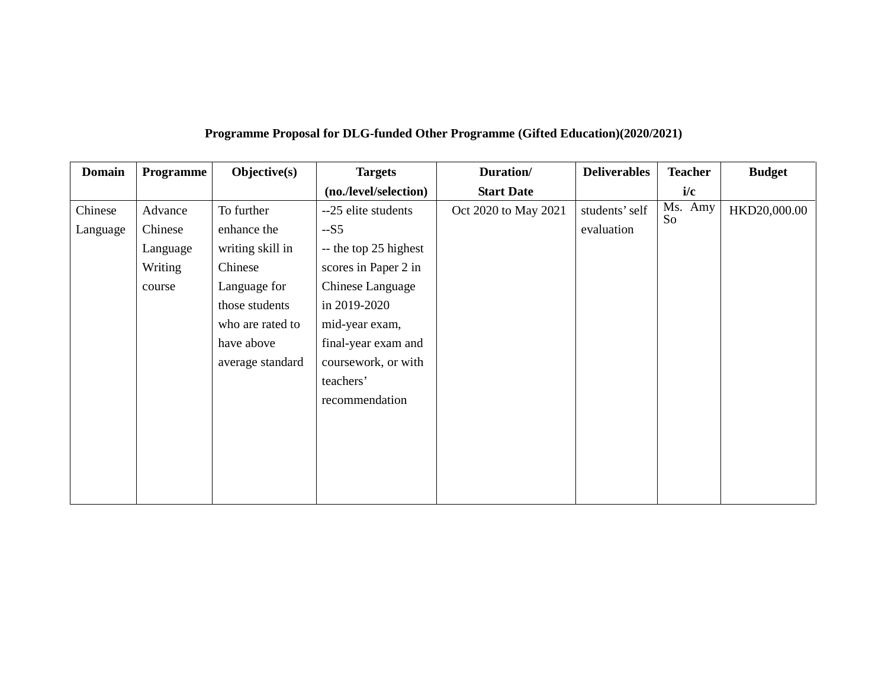**Programme Proposal for DLG-funded Other Programme (Gifted Education)(2020/2021)**

| Domain | Programme | Objective(s) | Targets (no./level/selection) | Duration/ Start Date | Deliverables | Teacher i/c | Budget |
|---|---|---|---|---|---|---|---|
| Chinese Language | Advance Chinese Language Writing course | To further enhance the writing skill in Chinese Language for those students who are rated to have above average standard | --25 elite students<br>--S5<br>-- the top 25 highest scores in Paper 2 in Chinese Language in 2019-2020 mid-year exam, final-year exam and coursework, or with teachers' recommendation | Oct 2020 to May 2021 | students' self evaluation | Ms. Amy So | HKD20,000.00 |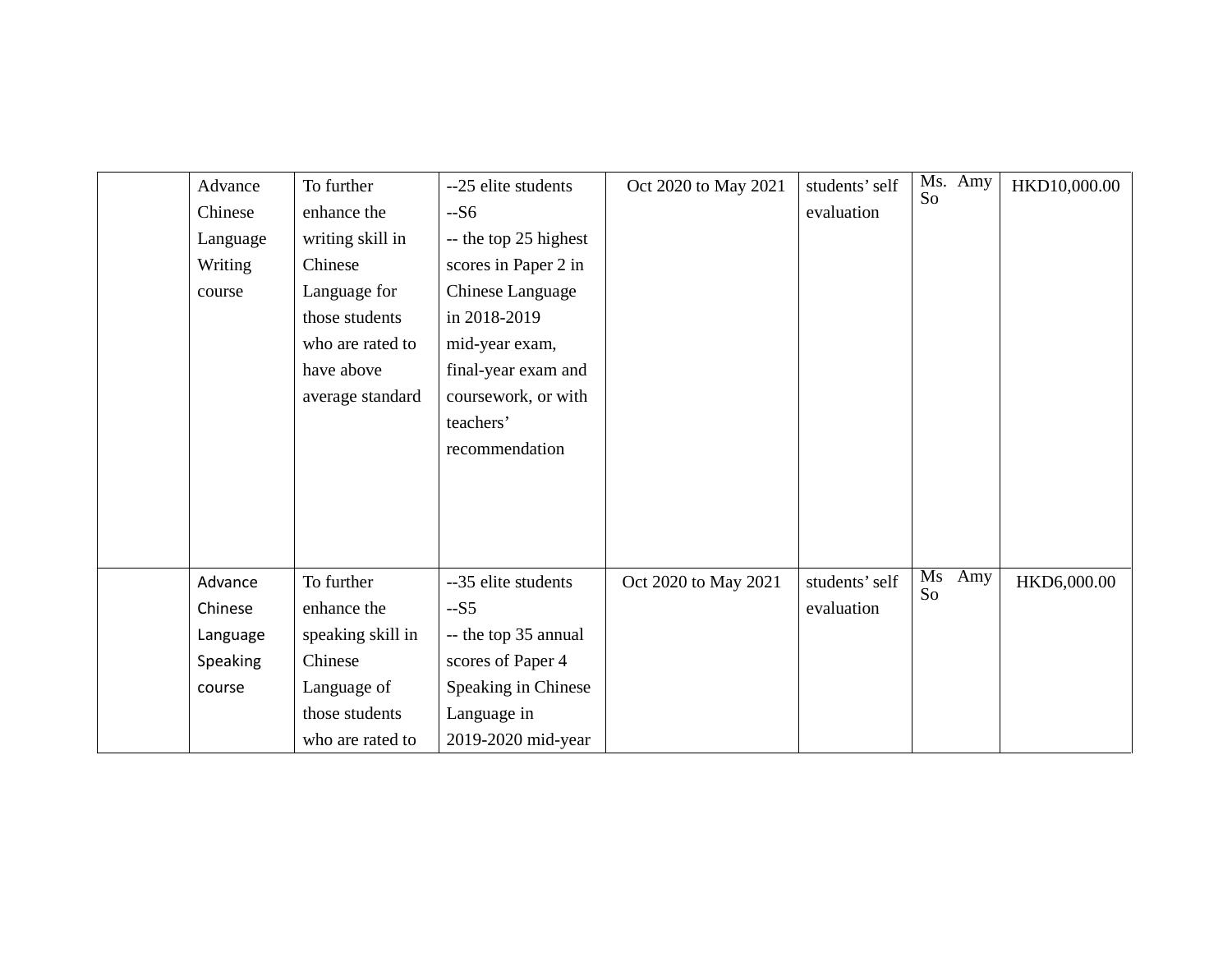|  | Advance Chinese Language Writing course | To further enhance the writing skill in Chinese Language for those students who are rated to have above average standard | --25 elite students<br>--S6<br>-- the top 25 highest scores in Paper 2 in Chinese Language in 2018-2019 mid-year exam, final-year exam and coursework, or with teachers' recommendation | Oct 2020 to May 2021 | students' self evaluation | Ms. Amy So | HKD10,000.00 |
|---|---|---|---|---|---|---|---|
|  | Advance Chinese Language Speaking course | To further enhance the speaking skill in Chinese Language of those students who are rated to | --35 elite students<br>--S5<br>-- the top 35 annual scores of Paper 4 Speaking in Chinese Language in 2019-2020 mid-year | Oct 2020 to May 2021 | students' self evaluation | Ms Amy So | HKD6,000.00 |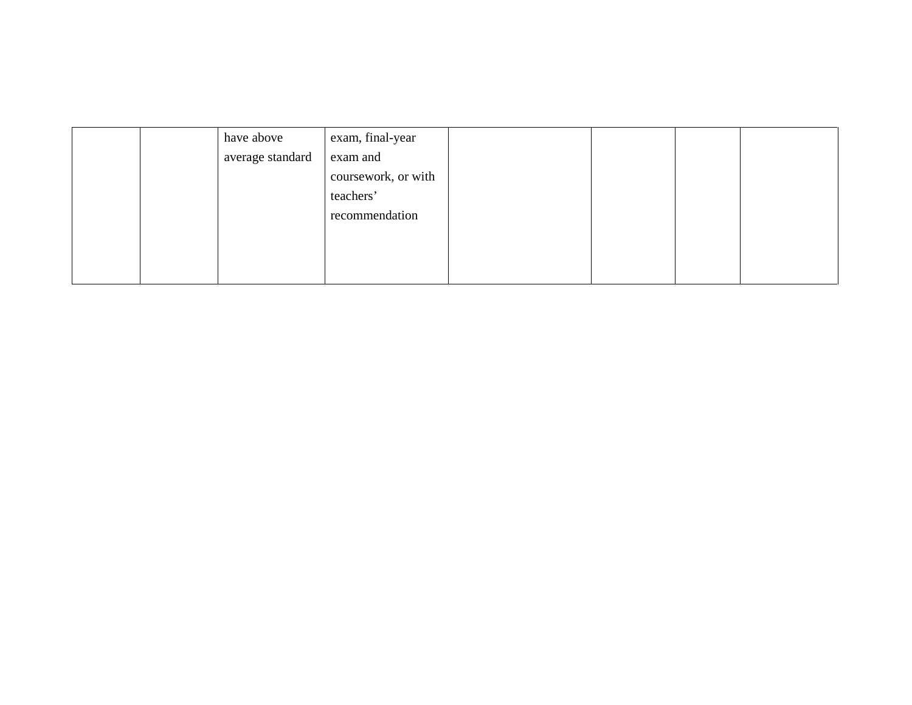| | | | | | | | |
|---|---|---|---|---|---|---|---|
| | | have above average standard | exam, final-year exam and coursework, or with teachers' recommendation | | | | |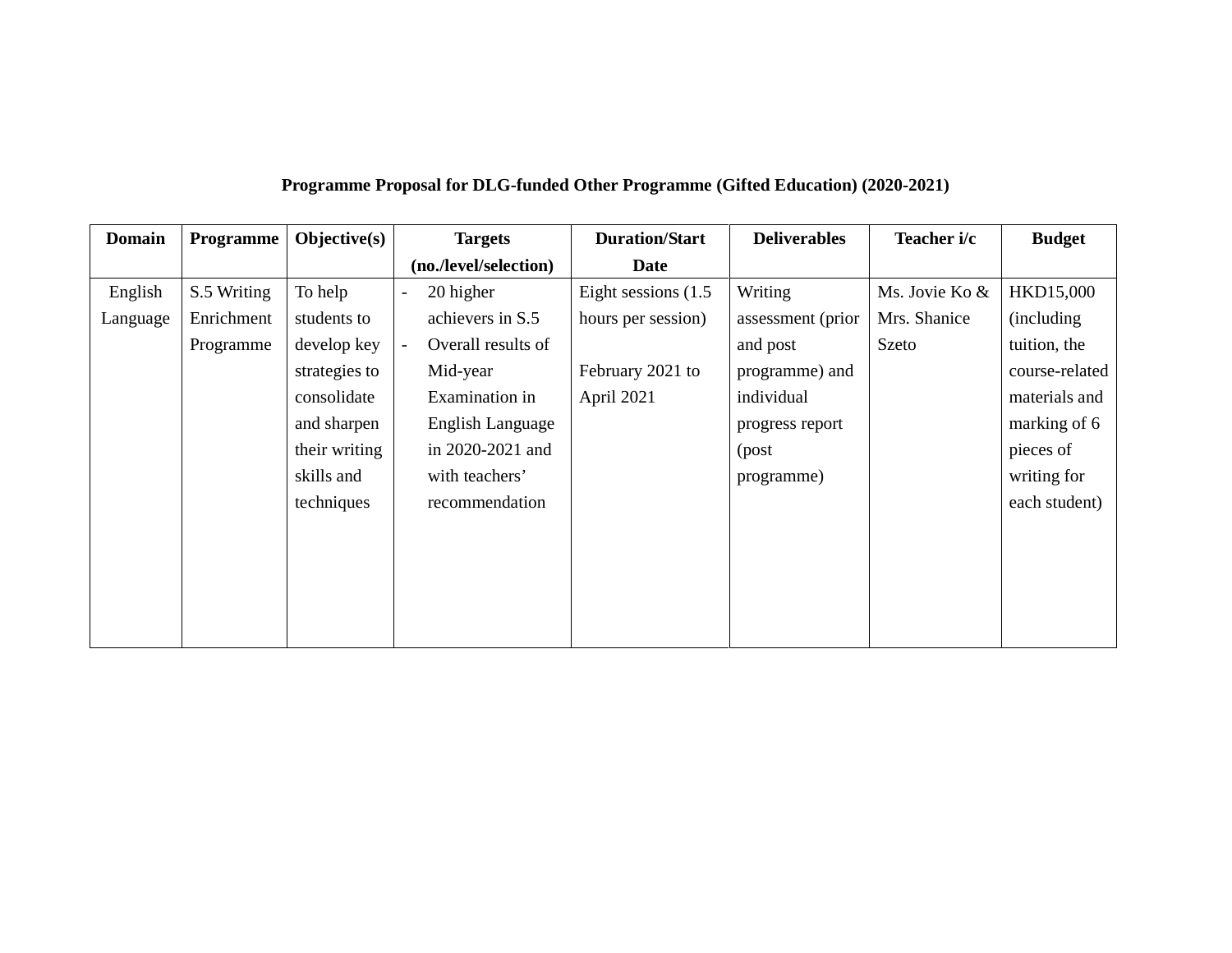**Programme Proposal for DLG-funded Other Programme (Gifted Education) (2020-2021)**

| Domain | Programme | Objective(s) | Targets (no./level/selection) | Duration/Start Date | Deliverables | Teacher i/c | Budget |
|---|---|---|---|---|---|---|---|
| English Language | S.5 Writing Enrichment Programme | To help students to develop key strategies to consolidate and sharpen their writing skills and techniques | - 20 higher achievers in S.5<br>- Overall results of Mid-year Examination in English Language in 2020-2021 and with teachers' recommendation | Eight sessions (1.5 hours per session)<br><br>February 2021 to April 2021 | Writing assessment (prior and post programme) and individual progress report (post programme) | Ms. Jovie Ko & Mrs. Shanice Szeto | HKD15,000 (including tuition, the course-related materials and marking of 6 pieces of writing for each student) |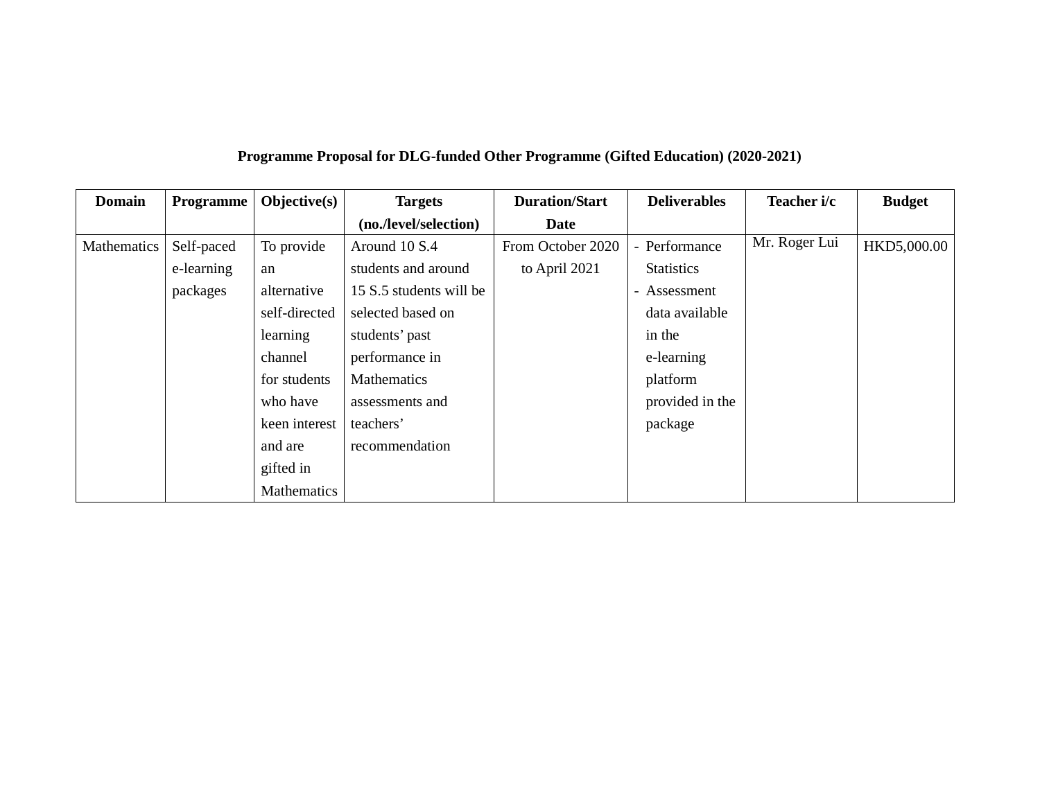**Programme Proposal for DLG-funded Other Programme (Gifted Education) (2020-2021)**

| Domain | Programme | Objective(s) | Targets (no./level/selection) | Duration/Start Date | Deliverables | Teacher i/c | Budget |
|---|---|---|---|---|---|---|---|
| Mathematics | Self-paced e-learning packages | To provide an alternative self-directed learning channel for students who have keen interest and are gifted in Mathematics | Around 10 S.4 students and around 15 S.5 students will be selected based on students' past performance in Mathematics assessments and teachers' recommendation | From October 2020 to April 2021 | - Performance Statistics<br>- Assessment data available in the e-learning platform provided in the package | Mr. Roger Lui | HKD5,000.00 |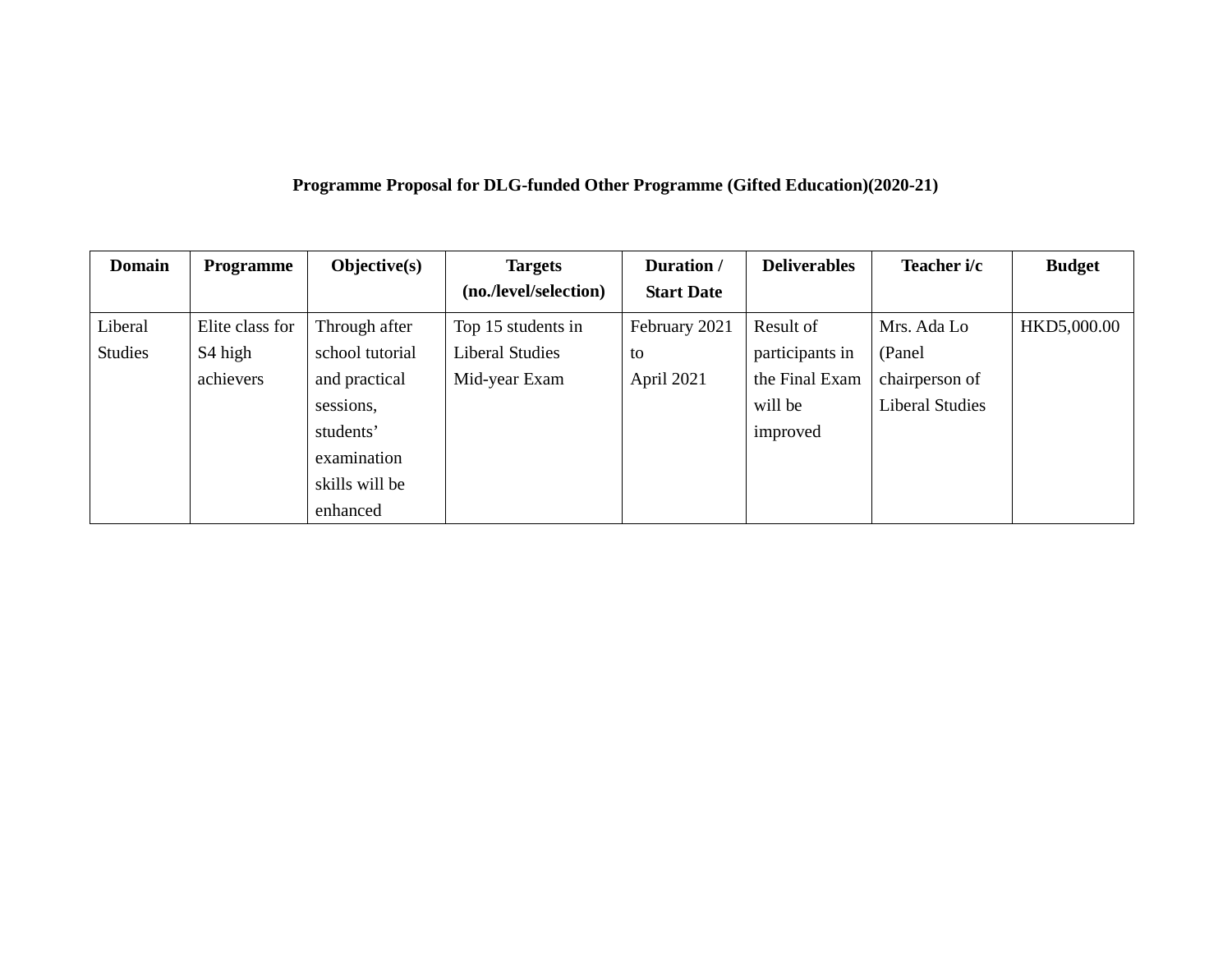**Programme Proposal for DLG-funded Other Programme (Gifted Education)(2020-21)**

| Domain | Programme | Objective(s) | Targets (no./level/selection) | Duration / Start Date | Deliverables | Teacher i/c | Budget |
|---|---|---|---|---|---|---|---|
| Liberal Studies | Elite class for S4 high achievers | Through after school tutorial and practical sessions, students' examination skills will be enhanced | Top 15 students in Liberal Studies Mid-year Exam | February 2021 to April 2021 | Result of participants in the Final Exam will be improved | Mrs. Ada Lo (Panel chairperson of Liberal Studies | HKD5,000.00 |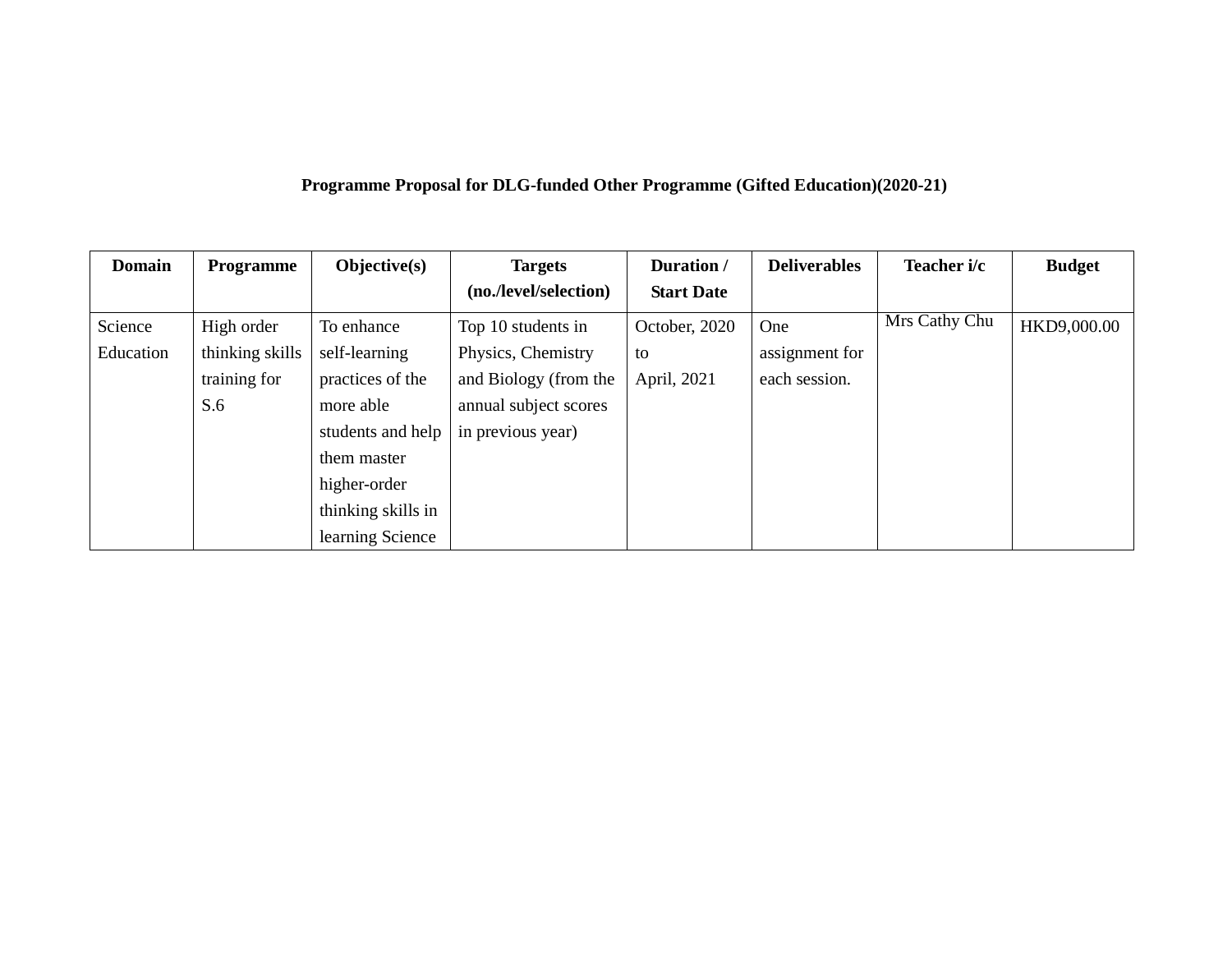**Programme Proposal for DLG-funded Other Programme (Gifted Education)(2020-21)**

| Domain | Programme | Objective(s) | Targets (no./level/selection) | Duration / Start Date | Deliverables | Teacher i/c | Budget |
|---|---|---|---|---|---|---|---|
| Science Education | High order thinking skills training for S.6 | To enhance self-learning practices of the more able students and help them master higher-order thinking skills in learning Science | Top 10 students in Physics, Chemistry and Biology (from the annual subject scores in previous year) | October, 2020 to April, 2021 | One assignment for each session. | Mrs Cathy Chu | HKD9,000.00 |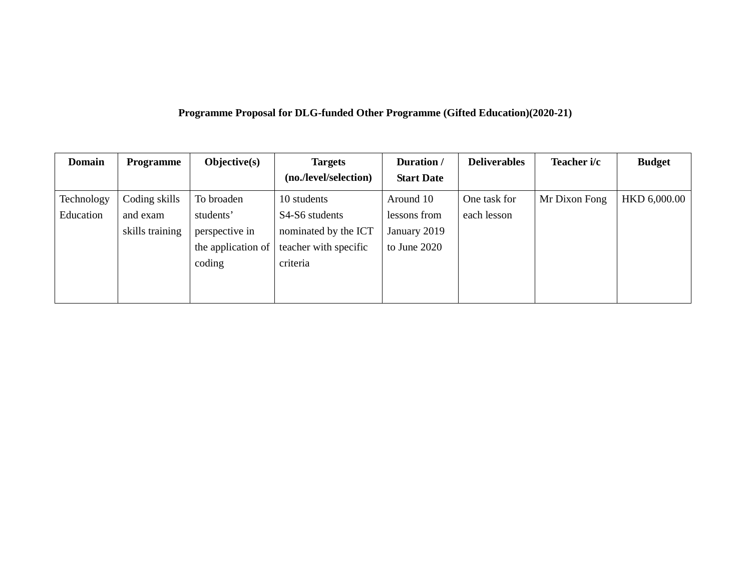**Programme Proposal for DLG-funded Other Programme (Gifted Education)(2020-21)**

| Domain | Programme | Objective(s) | Targets (no./level/selection) | Duration / Start Date | Deliverables | Teacher i/c | Budget |
|---|---|---|---|---|---|---|---|
| Technology Education | Coding skills and exam skills training | To broaden students' perspective in the application of coding | 10 students<br>S4-S6 students nominated by the ICT teacher with specific criteria | Around 10 lessons from January 2019 to June 2020 | One task for each lesson | Mr Dixon Fong | HKD 6,000.00 |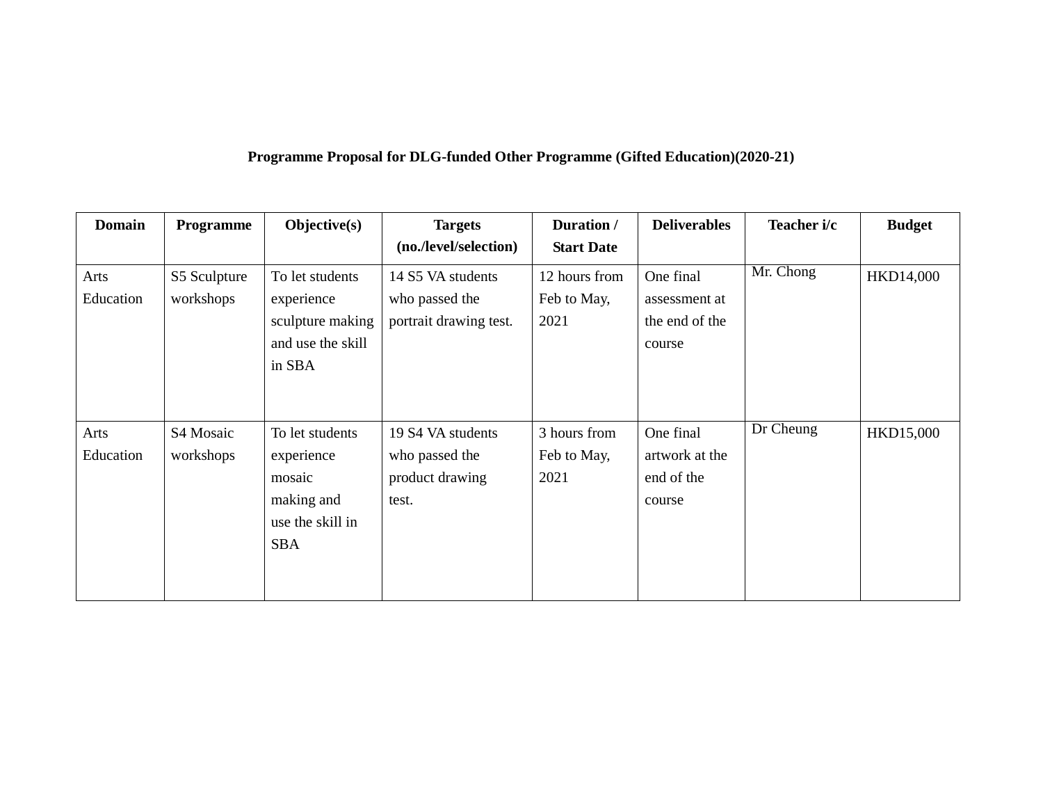**Programme Proposal for DLG-funded Other Programme (Gifted Education)(2020-21)**

| Domain | Programme | Objective(s) | Targets (no./level/selection) | Duration / Start Date | Deliverables | Teacher i/c | Budget |
|---|---|---|---|---|---|---|---|
| Arts Education | S5 Sculpture workshops | To let students experience sculpture making and use the skill in SBA | 14 S5 VA students who passed the portrait drawing test. | 12 hours from Feb to May, 2021 | One final assessment at the end of the course | Mr. Chong | HKD14,000 |
| Arts Education | S4 Mosaic workshops | To let students experience mosaic making and use the skill in SBA | 19 S4 VA students who passed the product drawing test. | 3 hours from Feb to May, 2021 | One final artwork at the end of the course | Dr Cheung | HKD15,000 |